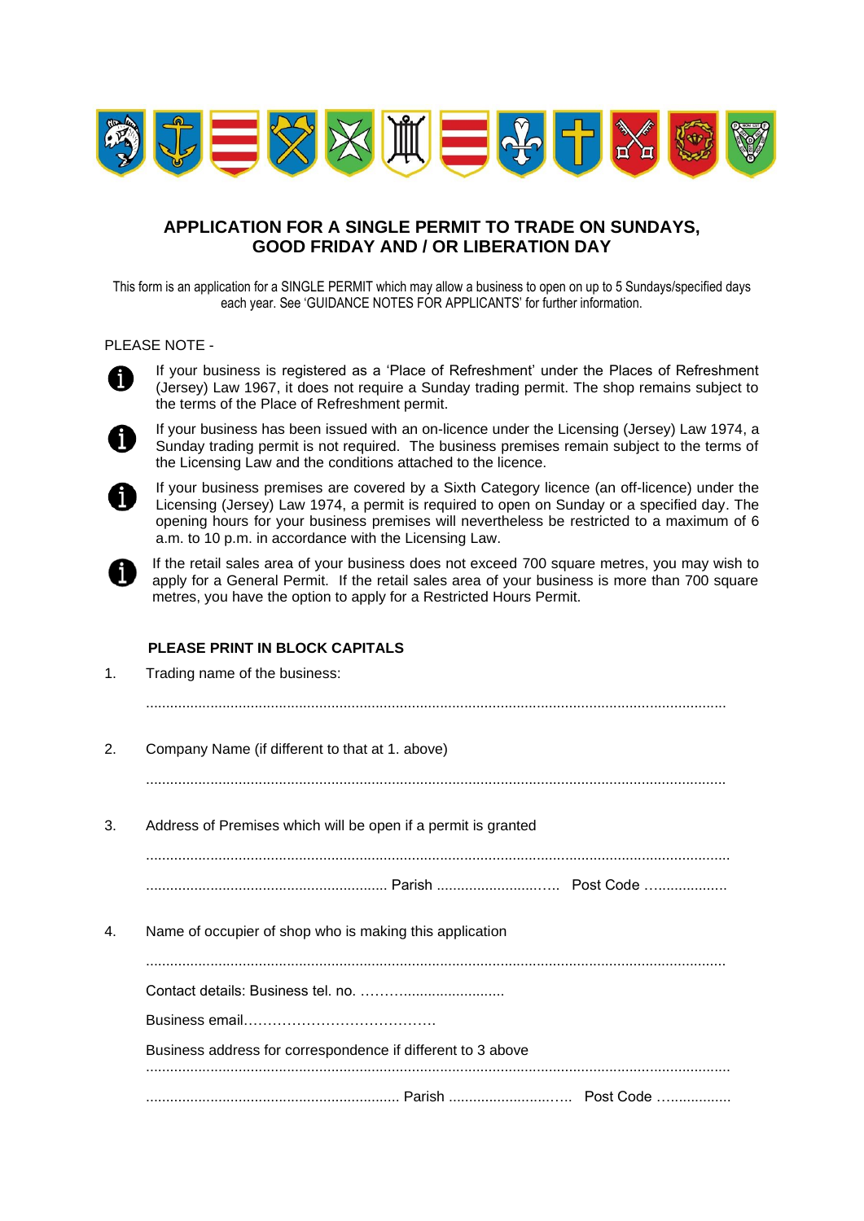## APPLICATION FOR A SINGLE PERMIT TO TRADE ON SUNDAYS, GOOD FRIDAY AND / OR LIBERATION DAY

This form is an application for a SINGLE PERMIT which may allow a business to open on up to 5 Sundays/specified days each year. See 'GUIDANCE NOTES FOR APPLICANTS' for further information.

PLEASE NOTE -

- If your business is registered as a 'Place of Refreshment' under the Places of Refreshment (Jersey) Law 1967, it does not require a Sunday trading permit. The shop remains subject to the terms of the Place of Refreshment permit.
- If your business has been issued with an on-licence under the Licensing (Jersey) Law 1974, a Sunday trading permit is not required. The business premises remain subject to the terms of the Licensing Law and the conditions attached to the licence.
- If your business premises are covered by a Sixth Category licence (an off-licence) under the Licensing (Jersey) Law 1974, a permit is required to open on Sunday or a specified day. The opening hours for your business premises will nevertheless be restricted to a maximum of 6 a.m. to 10 p.m. in accordance with the Licensing Law.
- If the retail sales area of your business does not exceed 700 square metres, you may wish to apply for a General Permit. If the retail sales area of your business is more than 700 square metres, you have the option to apply for a Restricted Hours Permit.

**PLEASE PRINT IN BLOCK CAPITALS**

1. Trading name of the business:

   ..............................................................................................................................................

2. Company Name (if different to that at 1. above)

   ..............................................................................................................................................

3. Address of Premises which will be open if a permit is granted

   ..............................................................................................................................................

   ........................................................... Parish ............................ Post Code ....................

4. Name of occupier of shop who is making this application

   ..............................................................................................................................................

   Contact details: Business tel. no. ....................................

   Business email.......................................

   Business address for correspondence if different to 3 above

   ..............................................................................................................................................

   .............................................................. Parish ............................ Post Code ..................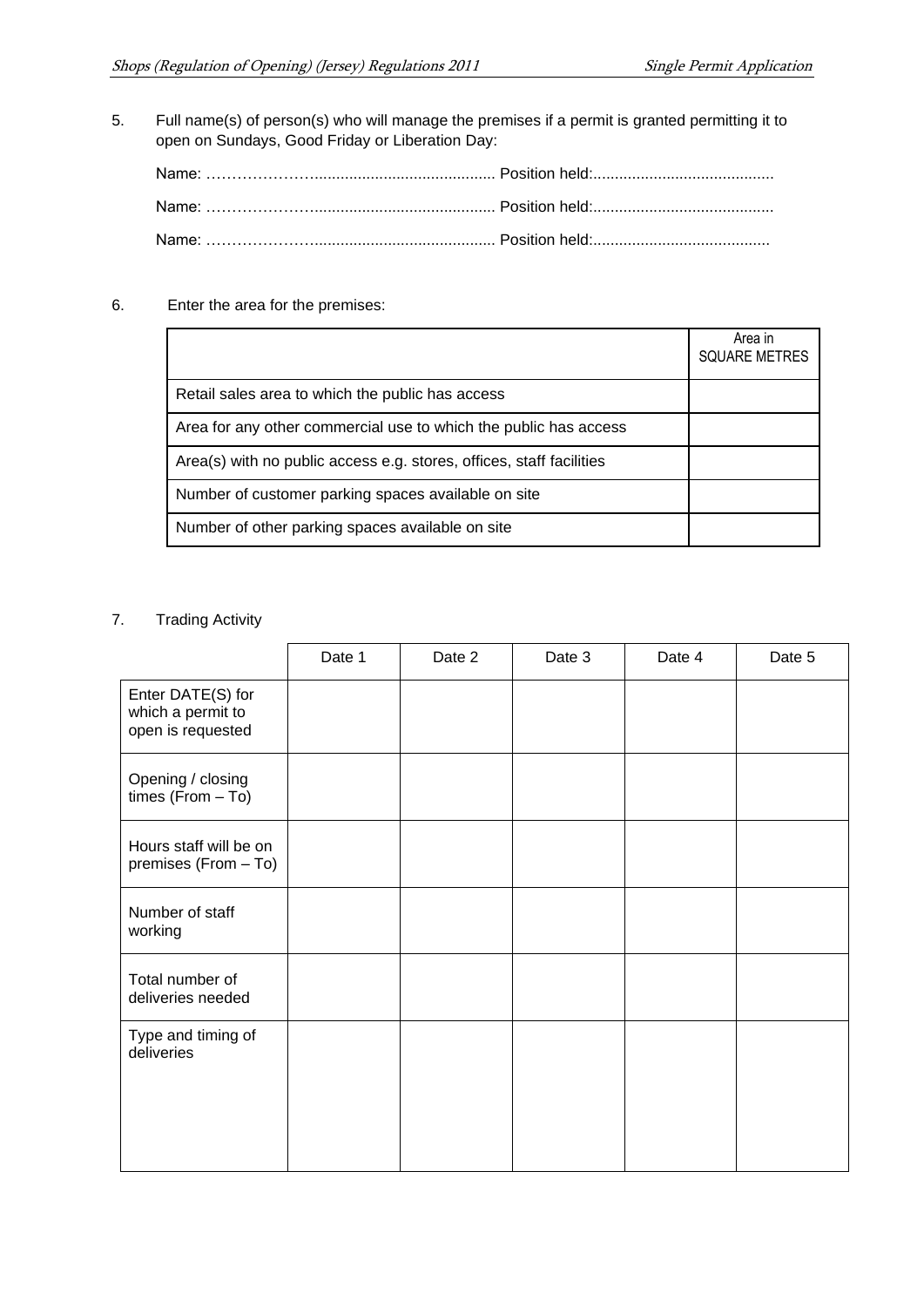5. Full name(s) of person(s) who will manage the premises if a permit is granted permitting it to open on Sundays, Good Friday or Liberation Day:

   Name: ……………………......................................... Position held:.........................................

   Name: ……………………......................................... Position held:.........................................

   Name: ……………………......................................... Position held:.........................................

6. Enter the area for the premises:

| | Area in SQUARE METRES |
|---|---|
| Retail sales area to which the public has access | |
| Area for any other commercial use to which the public has access | |
| Area(s) with no public access e.g. stores, offices, staff facilities | |
| Number of customer parking spaces available on site | |
| Number of other parking spaces available on site | |

7. Trading Activity

| | Date 1 | Date 2 | Date 3 | Date 4 | Date 5 |
|---|---|---|---|---|---|
| Enter DATE(S) for which a permit to open is requested | | | | | |
| Opening / closing times (From – To) | | | | | |
| Hours staff will be on premises (From – To) | | | | | |
| Number of staff working | | | | | |
| Total number of deliveries needed | | | | | |
| Type and timing of deliveries | | | | | |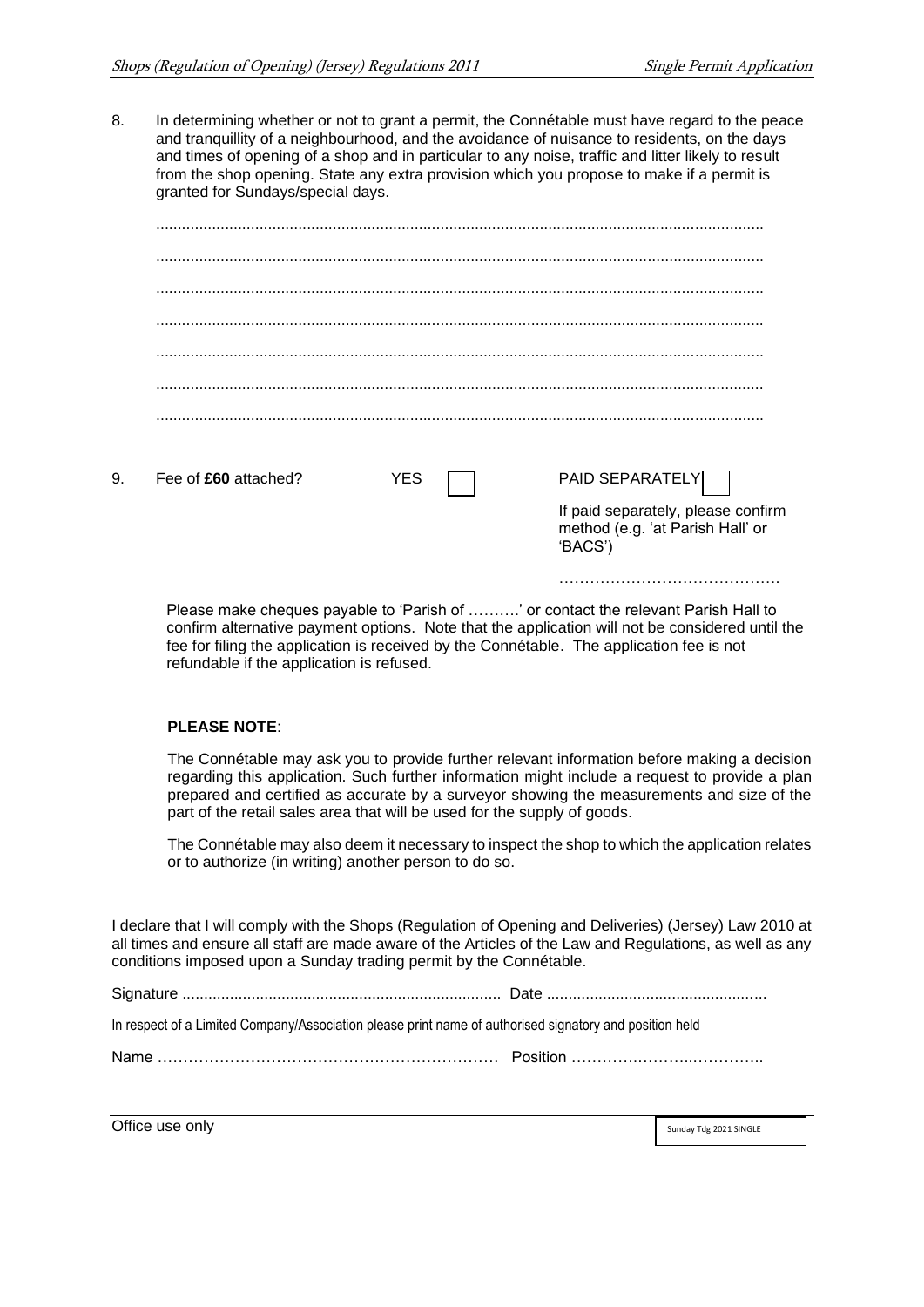8. In determining whether or not to grant a permit, the Connétable must have regard to the peace and tranquillity of a neighbourhood, and the avoidance of nuisance to residents, on the days and times of opening of a shop and in particular to any noise, traffic and litter likely to result from the shop opening. State any extra provision which you propose to make if a permit is granted for Sundays/special days.

..........................................................................................................................................

..........................................................................................................................................

..........................................................................................................................................

..........................................................................................................................................

..........................................................................................................................................

..........................................................................................................................................

..........................................................................................................................................

9. Fee of **£60** attached? YES ☐ PAID SEPARATELY ☐

If paid separately, please confirm method (e.g. 'at Parish Hall' or 'BACS')

…………………………………….

Please make cheques payable to 'Parish of ……….' or contact the relevant Parish Hall to confirm alternative payment options. Note that the application will not be considered until the fee for filing the application is received by the Connétable. The application fee is not refundable if the application is refused.

**PLEASE NOTE**:

The Connétable may ask you to provide further relevant information before making a decision regarding this application. Such further information might include a request to provide a plan prepared and certified as accurate by a surveyor showing the measurements and size of the part of the retail sales area that will be used for the supply of goods.

The Connétable may also deem it necessary to inspect the shop to which the application relates or to authorize (in writing) another person to do so.

I declare that I will comply with the Shops (Regulation of Opening and Deliveries) (Jersey) Law 2010 at all times and ensure all staff are made aware of the Articles of the Law and Regulations, as well as any conditions imposed upon a Sunday trading permit by the Connétable.

Signature ......................................................................... Date ..................................................

In respect of a Limited Company/Association please print name of authorised signatory and position held

Name ………………………………………………………… Position …………………..………………..

Office use only

Sunday Tdg 2021 SINGLE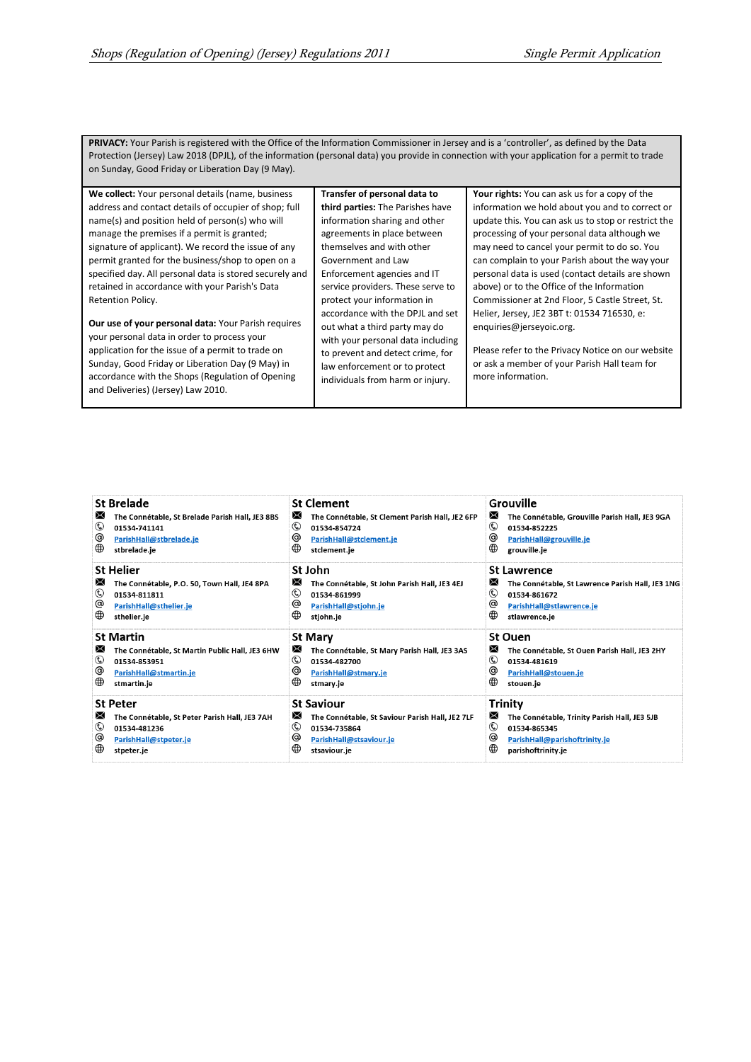**PRIVACY:** Your Parish is registered with the Office of the Information Commissioner in Jersey and is a 'controller', as defined by the Data Protection (Jersey) Law 2018 (DPJL), of the information (personal data) you provide in connection with your application for a permit to trade on Sunday, Good Friday or Liberation Day (9 May).

| | | |
|---|---|---|
| **We collect:** Your personal details (name, business address and contact details of occupier of shop; full name(s) and position held of person(s) who will manage the premises if a permit is granted; signature of applicant). We record the issue of any permit granted for the business/shop to open on a specified day. All personal data is stored securely and retained in accordance with your Parish's Data Retention Policy.<br><br>**Our use of your personal data:** Your Parish requires your personal data in order to process your application for the issue of a permit to trade on Sunday, Good Friday or Liberation Day (9 May) in accordance with the Shops (Regulation of Opening and Deliveries) (Jersey) Law 2010. | **Transfer of personal data to third parties:** The Parishes have information sharing and other agreements in place between themselves and with other Government and Law Enforcement agencies and IT service providers. These serve to protect your information in accordance with the DPJL and set out what a third party may do with your personal data including to prevent and detect crime, for law enforcement or to protect individuals from harm or injury. | **Your rights:** You can ask us for a copy of the information we hold about you and to correct or update this. You can ask us to stop or restrict the processing of your personal data although we may need to cancel your permit to do so. You can complain to your Parish about the way your personal data is used (contact details are shown above) or to the Office of the Information Commissioner at 2nd Floor, 5 Castle Street, St. Helier, Jersey, JE2 3BT t: 01534 716530, e: enquiries@jerseyoic.org.<br><br>Please refer to the Privacy Notice on our website or ask a member of your Parish Hall team for more information. |

| | | |
|---|---|---|
| **St Brelade**<br>The Connétable, St Brelade Parish Hall, JE3 8BS<br>01534-741141<br>ParishHall@stbrelade.je<br>stbrelade.je | **St Clement**<br>The Connétable, St Clement Parish Hall, JE2 6FP<br>01534-854724<br>ParishHall@stclement.je<br>stclement.je | **Grouville**<br>The Connétable, Grouville Parish Hall, JE3 9GA<br>01534-852225<br>ParishHall@grouville.je<br>grouville.je |
| **St Helier**<br>The Connétable, P.O. 50, Town Hall, JE4 8PA<br>01534-811811<br>ParishHall@sthelier.je<br>sthelier.je | **St John**<br>The Connétable, St John Parish Hall, JE3 4EJ<br>01534-861999<br>ParishHall@stjohn.je<br>stjohn.je | **St Lawrence**<br>The Connétable, St Lawrence Parish Hall, JE3 1NG<br>01534-861672<br>ParishHall@stlawrence.je<br>stlawrence.je |
| **St Martin**<br>The Connétable, St Martin Public Hall, JE3 6HW<br>01534-853951<br>ParishHall@stmartin.je<br>stmartin.je | **St Mary**<br>The Connétable, St Mary Parish Hall, JE3 3AS<br>01534-482700<br>ParishHall@stmary.je<br>stmary.je | **St Ouen**<br>The Connétable, St Ouen Parish Hall, JE3 2HY<br>01534-481619<br>ParishHall@stouen.je<br>stouen.je |
| **St Peter**<br>The Connétable, St Peter Parish Hall, JE3 7AH<br>01534-481236<br>ParishHall@stpeter.je<br>stpeter.je | **St Saviour**<br>The Connétable, St Saviour Parish Hall, JE2 7LF<br>01534-735864<br>ParishHall@stsaviour.je<br>stsaviour.je | **Trinity**<br>The Connétable, Trinity Parish Hall, JE3 5JB<br>01534-865345<br>ParishHall@parishoftrinity.je<br>parishoftrinity.je |